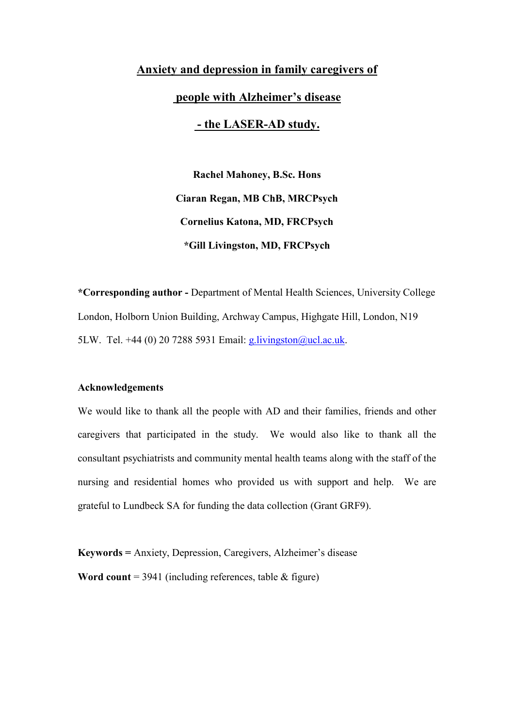# Anxiety and depression in family caregivers of people with Alzheimer's disease - the LASER-AD study.

**Rachel Mahoney, B.Sc. Hons**

**Ciaran Regan, MB ChB, MRCPsych**

**Cornelius Katona, MD, FRCPsych**

***Gill Livingston, MD, FRCPsych**

***Corresponding author -** Department of Mental Health Sciences, University College London, Holborn Union Building, Archway Campus, Highgate Hill, London, N19 5LW. Tel. +44 (0) 20 7288 5931 Email: g.livingston@ucl.ac.uk.

**Acknowledgements**

We would like to thank all the people with AD and their families, friends and other caregivers that participated in the study. We would also like to thank all the consultant psychiatrists and community mental health teams along with the staff of the nursing and residential homes who provided us with support and help. We are grateful to Lundbeck SA for funding the data collection (Grant GRF9).

**Keywords =** Anxiety, Depression, Caregivers, Alzheimer's disease

**Word count** = 3941 (including references, table & figure)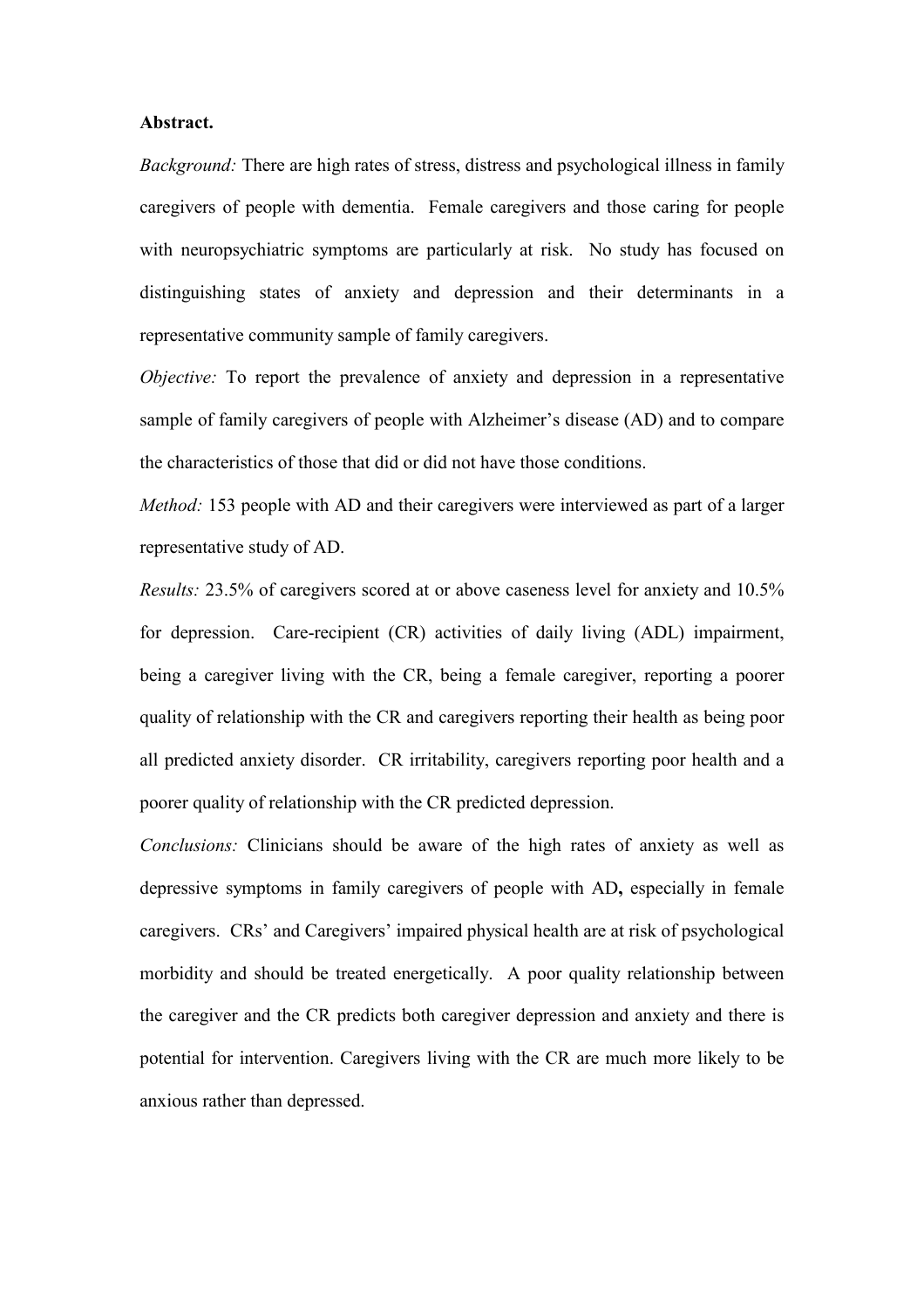**Abstract.**

*Background:* There are high rates of stress, distress and psychological illness in family caregivers of people with dementia. Female caregivers and those caring for people with neuropsychiatric symptoms are particularly at risk. No study has focused on distinguishing states of anxiety and depression and their determinants in a representative community sample of family caregivers.

*Objective:* To report the prevalence of anxiety and depression in a representative sample of family caregivers of people with Alzheimer's disease (AD) and to compare the characteristics of those that did or did not have those conditions.

*Method:* 153 people with AD and their caregivers were interviewed as part of a larger representative study of AD.

*Results:* 23.5% of caregivers scored at or above caseness level for anxiety and 10.5% for depression. Care-recipient (CR) activities of daily living (ADL) impairment, being a caregiver living with the CR, being a female caregiver, reporting a poorer quality of relationship with the CR and caregivers reporting their health as being poor all predicted anxiety disorder. CR irritability, caregivers reporting poor health and a poorer quality of relationship with the CR predicted depression.

*Conclusions:* Clinicians should be aware of the high rates of anxiety as well as depressive symptoms in family caregivers of people with AD**,** especially in female caregivers. CRs' and Caregivers' impaired physical health are at risk of psychological morbidity and should be treated energetically. A poor quality relationship between the caregiver and the CR predicts both caregiver depression and anxiety and there is potential for intervention. Caregivers living with the CR are much more likely to be anxious rather than depressed.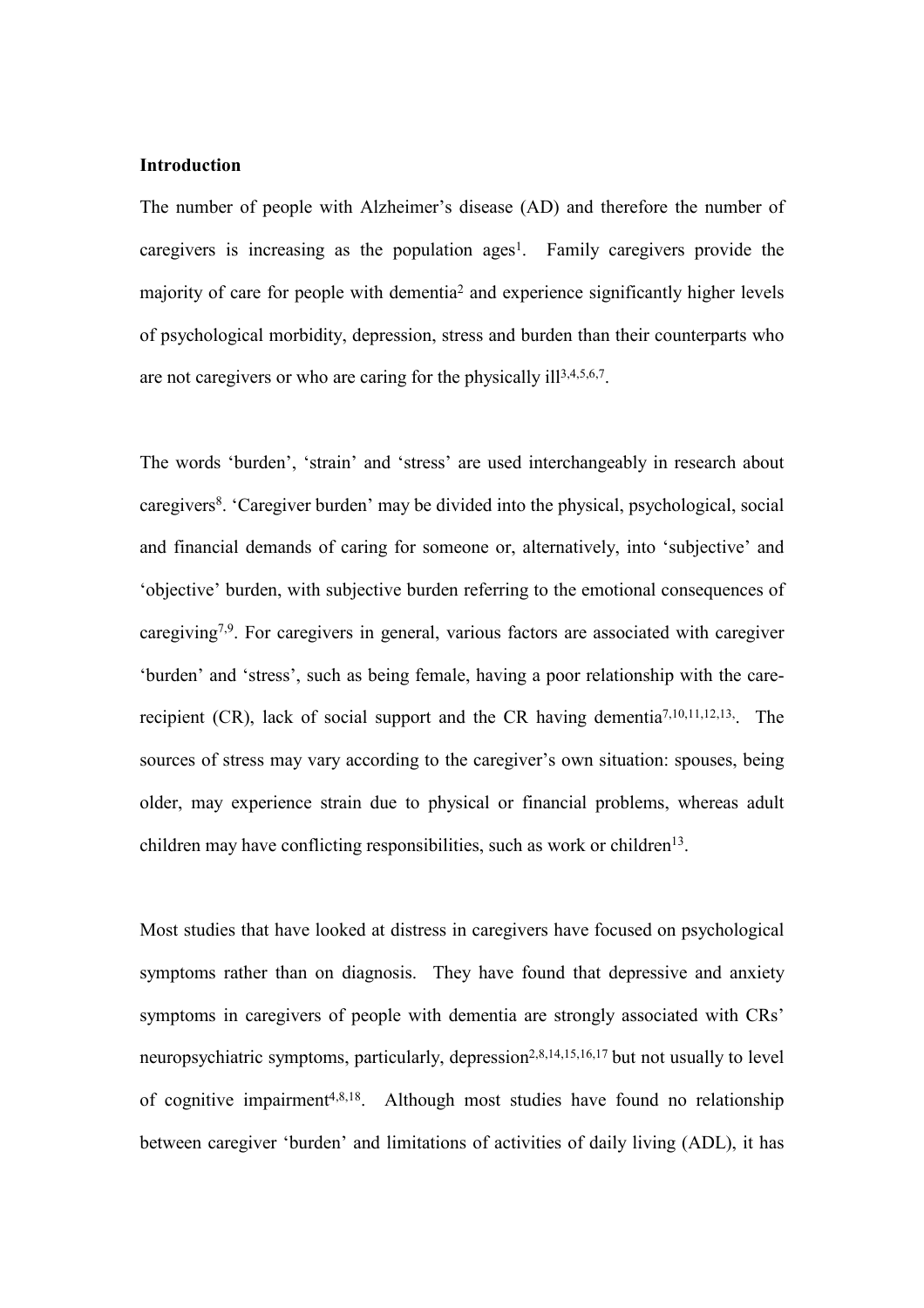**Introduction**

The number of people with Alzheimer's disease (AD) and therefore the number of caregivers is increasing as the population ages[1]. Family caregivers provide the majority of care for people with dementia[2] and experience significantly higher levels of psychological morbidity, depression, stress and burden than their counterparts who are not caregivers or who are caring for the physically ill[3,4,5,6,7].

The words 'burden', 'strain' and 'stress' are used interchangeably in research about caregivers[8]. 'Caregiver burden' may be divided into the physical, psychological, social and financial demands of caring for someone or, alternatively, into 'subjective' and 'objective' burden, with subjective burden referring to the emotional consequences of caregiving[7,9]. For caregivers in general, various factors are associated with caregiver 'burden' and 'stress', such as being female, having a poor relationship with the care-recipient (CR), lack of social support and the CR having dementia[7,10,11,12,13]. The sources of stress may vary according to the caregiver's own situation: spouses, being older, may experience strain due to physical or financial problems, whereas adult children may have conflicting responsibilities, such as work or children[13].

Most studies that have looked at distress in caregivers have focused on psychological symptoms rather than on diagnosis. They have found that depressive and anxiety symptoms in caregivers of people with dementia are strongly associated with CRs' neuropsychiatric symptoms, particularly, depression[2,8,14,15,16,17] but not usually to level of cognitive impairment[4,8,18]. Although most studies have found no relationship between caregiver 'burden' and limitations of activities of daily living (ADL), it has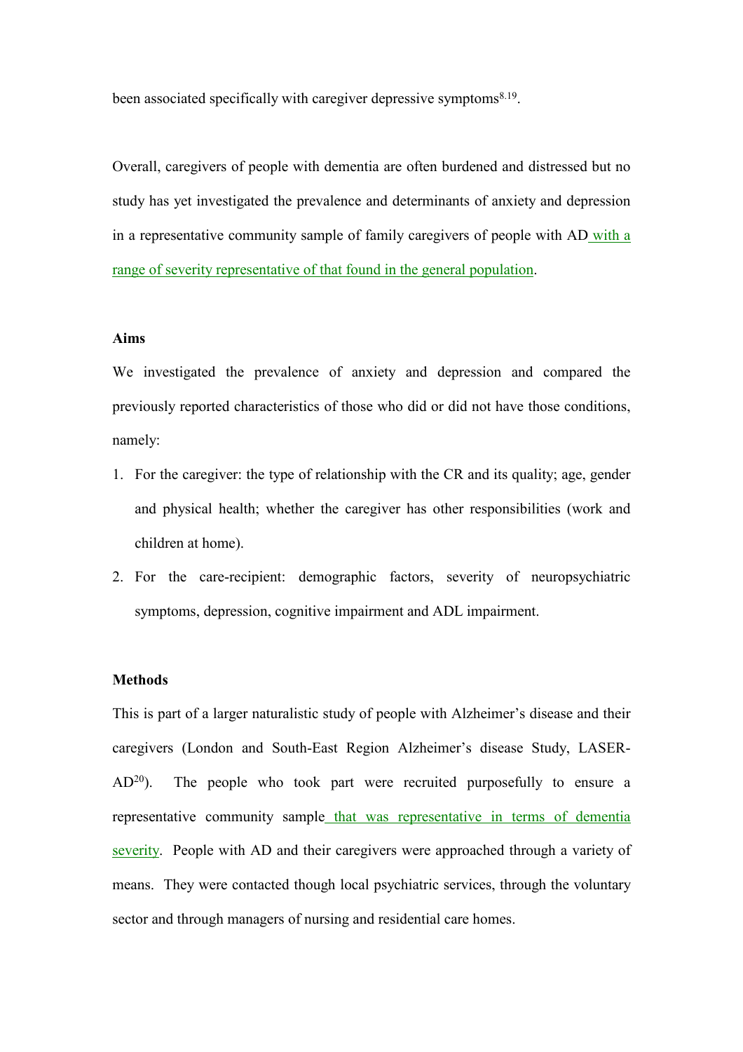been associated specifically with caregiver depressive symptoms[8,19].

Overall, caregivers of people with dementia are often burdened and distressed but no study has yet investigated the prevalence and determinants of anxiety and depression in a representative community sample of family caregivers of people with AD with a range of severity representative of that found in the general population.

**Aims**

We investigated the prevalence of anxiety and depression and compared the previously reported characteristics of those who did or did not have those conditions, namely:

1. For the caregiver: the type of relationship with the CR and its quality; age, gender and physical health; whether the caregiver has other responsibilities (work and children at home).
2. For the care-recipient: demographic factors, severity of neuropsychiatric symptoms, depression, cognitive impairment and ADL impairment.

**Methods**

This is part of a larger naturalistic study of people with Alzheimer's disease and their caregivers (London and South-East Region Alzheimer's disease Study, LASER-AD[20]). The people who took part were recruited purposefully to ensure a representative community sample that was representative in terms of dementia severity. People with AD and their caregivers were approached through a variety of means. They were contacted though local psychiatric services, through the voluntary sector and through managers of nursing and residential care homes.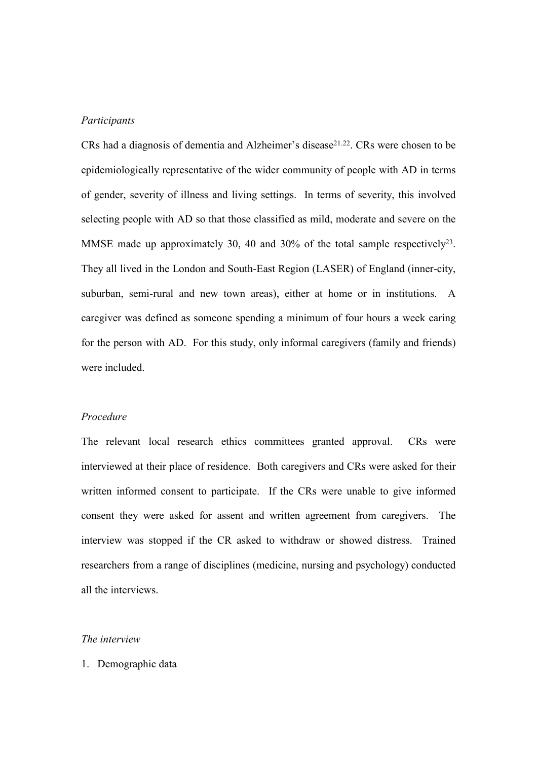*Participants*

CRs had a diagnosis of dementia and Alzheimer's disease[21,22]. CRs were chosen to be epidemiologically representative of the wider community of people with AD in terms of gender, severity of illness and living settings. In terms of severity, this involved selecting people with AD so that those classified as mild, moderate and severe on the MMSE made up approximately 30, 40 and 30% of the total sample respectively[23]. They all lived in the London and South-East Region (LASER) of England (inner-city, suburban, semi-rural and new town areas), either at home or in institutions. A caregiver was defined as someone spending a minimum of four hours a week caring for the person with AD. For this study, only informal caregivers (family and friends) were included.

*Procedure*

The relevant local research ethics committees granted approval. CRs were interviewed at their place of residence. Both caregivers and CRs were asked for their written informed consent to participate. If the CRs were unable to give informed consent they were asked for assent and written agreement from caregivers. The interview was stopped if the CR asked to withdraw or showed distress. Trained researchers from a range of disciplines (medicine, nursing and psychology) conducted all the interviews.

*The interview*

1. Demographic data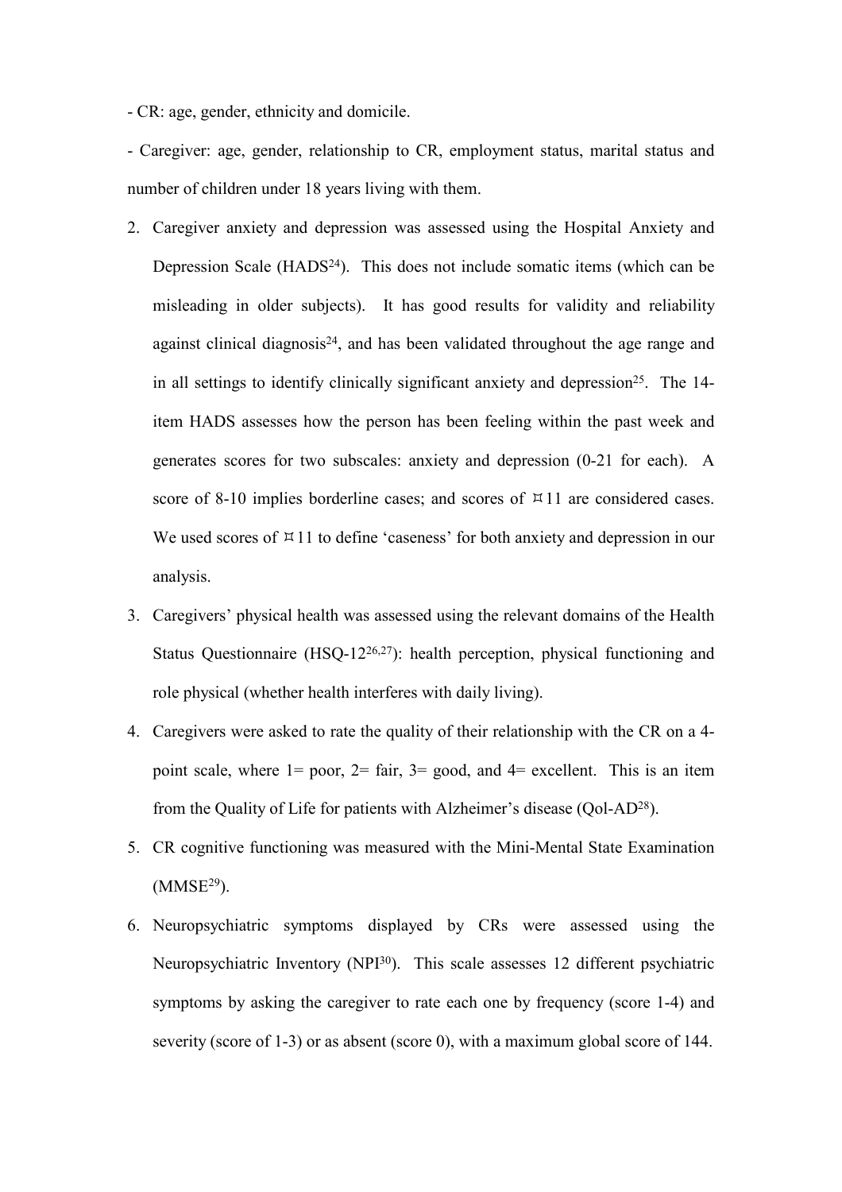- CR: age, gender, ethnicity and domicile.

- Caregiver: age, gender, relationship to CR, employment status, marital status and number of children under 18 years living with them.

2. Caregiver anxiety and depression was assessed using the Hospital Anxiety and Depression Scale (HADS[24]). This does not include somatic items (which can be misleading in older subjects). It has good results for validity and reliability against clinical diagnosis[24], and has been validated throughout the age range and in all settings to identify clinically significant anxiety and depression[25]. The 14-item HADS assesses how the person has been feeling within the past week and generates scores for two subscales: anxiety and depression (0-21 for each). A score of 8-10 implies borderline cases; and scores of ≥11 are considered cases. We used scores of ≥11 to define 'caseness' for both anxiety and depression in our analysis.
3. Caregivers' physical health was assessed using the relevant domains of the Health Status Questionnaire (HSQ-12[26,27]): health perception, physical functioning and role physical (whether health interferes with daily living).
4. Caregivers were asked to rate the quality of their relationship with the CR on a 4-point scale, where 1= poor, 2= fair, 3= good, and 4= excellent. This is an item from the Quality of Life for patients with Alzheimer's disease (Qol-AD[28]).
5. CR cognitive functioning was measured with the Mini-Mental State Examination (MMSE[29]).
6. Neuropsychiatric symptoms displayed by CRs were assessed using the Neuropsychiatric Inventory (NPI[30]). This scale assesses 12 different psychiatric symptoms by asking the caregiver to rate each one by frequency (score 1-4) and severity (score of 1-3) or as absent (score 0), with a maximum global score of 144.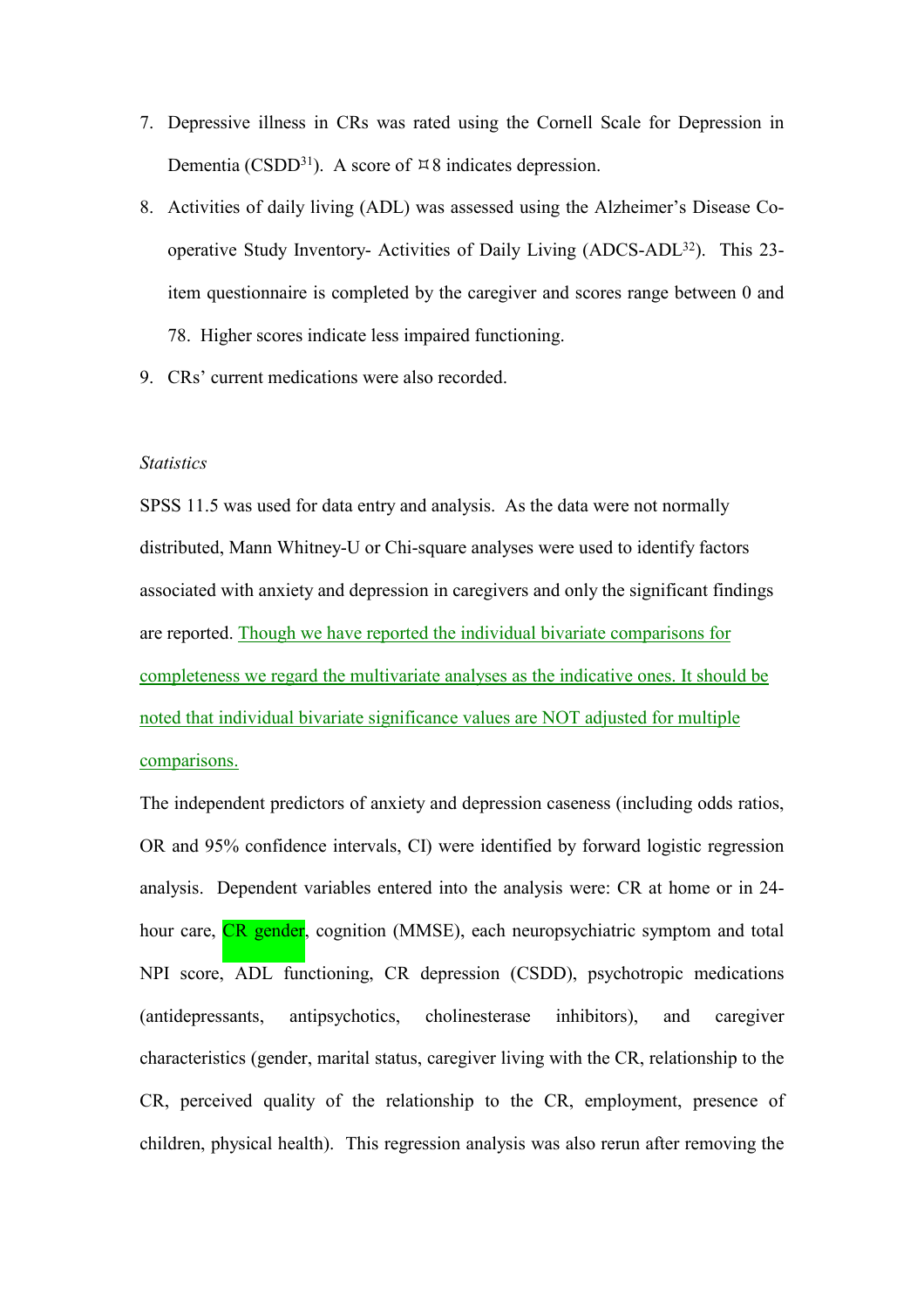7. Depressive illness in CRs was rated using the Cornell Scale for Depression in Dementia (CSDD[31]). A score of ¤8 indicates depression.
8. Activities of daily living (ADL) was assessed using the Alzheimer's Disease Co-operative Study Inventory- Activities of Daily Living (ADCS-ADL[32]). This 23-item questionnaire is completed by the caregiver and scores range between 0 and 78. Higher scores indicate less impaired functioning.
9. CRs' current medications were also recorded.

*Statistics*

SPSS 11.5 was used for data entry and analysis. As the data were not normally distributed, Mann Whitney-U or Chi-square analyses were used to identify factors associated with anxiety and depression in caregivers and only the significant findings are reported. Though we have reported the individual bivariate comparisons for completeness we regard the multivariate analyses as the indicative ones. It should be noted that individual bivariate significance values are NOT adjusted for multiple comparisons.

The independent predictors of anxiety and depression caseness (including odds ratios, OR and 95% confidence intervals, CI) were identified by forward logistic regression analysis. Dependent variables entered into the analysis were: CR at home or in 24-hour care, CR gender, cognition (MMSE), each neuropsychiatric symptom and total NPI score, ADL functioning, CR depression (CSDD), psychotropic medications (antidepressants, antipsychotics, cholinesterase inhibitors), and caregiver characteristics (gender, marital status, caregiver living with the CR, relationship to the CR, perceived quality of the relationship to the CR, employment, presence of children, physical health). This regression analysis was also rerun after removing the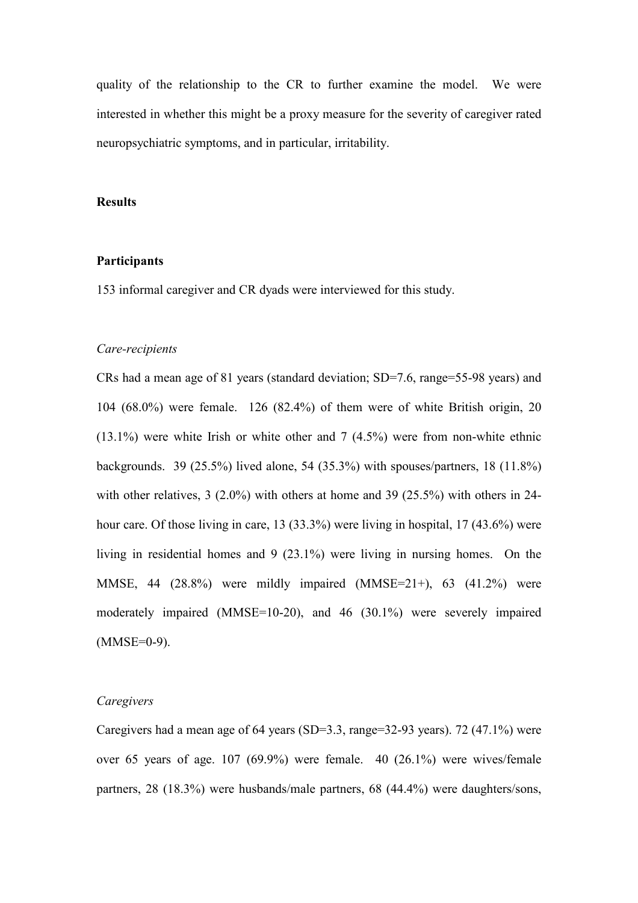quality of the relationship to the CR to further examine the model. We were interested in whether this might be a proxy measure for the severity of caregiver rated neuropsychiatric symptoms, and in particular, irritability.

## Results

### Participants

153 informal caregiver and CR dyads were interviewed for this study.

*Care-recipients*

CRs had a mean age of 81 years (standard deviation; SD=7.6, range=55-98 years) and 104 (68.0%) were female. 126 (82.4%) of them were of white British origin, 20 (13.1%) were white Irish or white other and 7 (4.5%) were from non-white ethnic backgrounds. 39 (25.5%) lived alone, 54 (35.3%) with spouses/partners, 18 (11.8%) with other relatives, 3 (2.0%) with others at home and 39 (25.5%) with others in 24-hour care. Of those living in care, 13 (33.3%) were living in hospital, 17 (43.6%) were living in residential homes and 9 (23.1%) were living in nursing homes. On the MMSE, 44 (28.8%) were mildly impaired (MMSE=21+), 63 (41.2%) were moderately impaired (MMSE=10-20), and 46 (30.1%) were severely impaired (MMSE=0-9).

*Caregivers*

Caregivers had a mean age of 64 years (SD=3.3, range=32-93 years). 72 (47.1%) were over 65 years of age. 107 (69.9%) were female. 40 (26.1%) were wives/female partners, 28 (18.3%) were husbands/male partners, 68 (44.4%) were daughters/sons,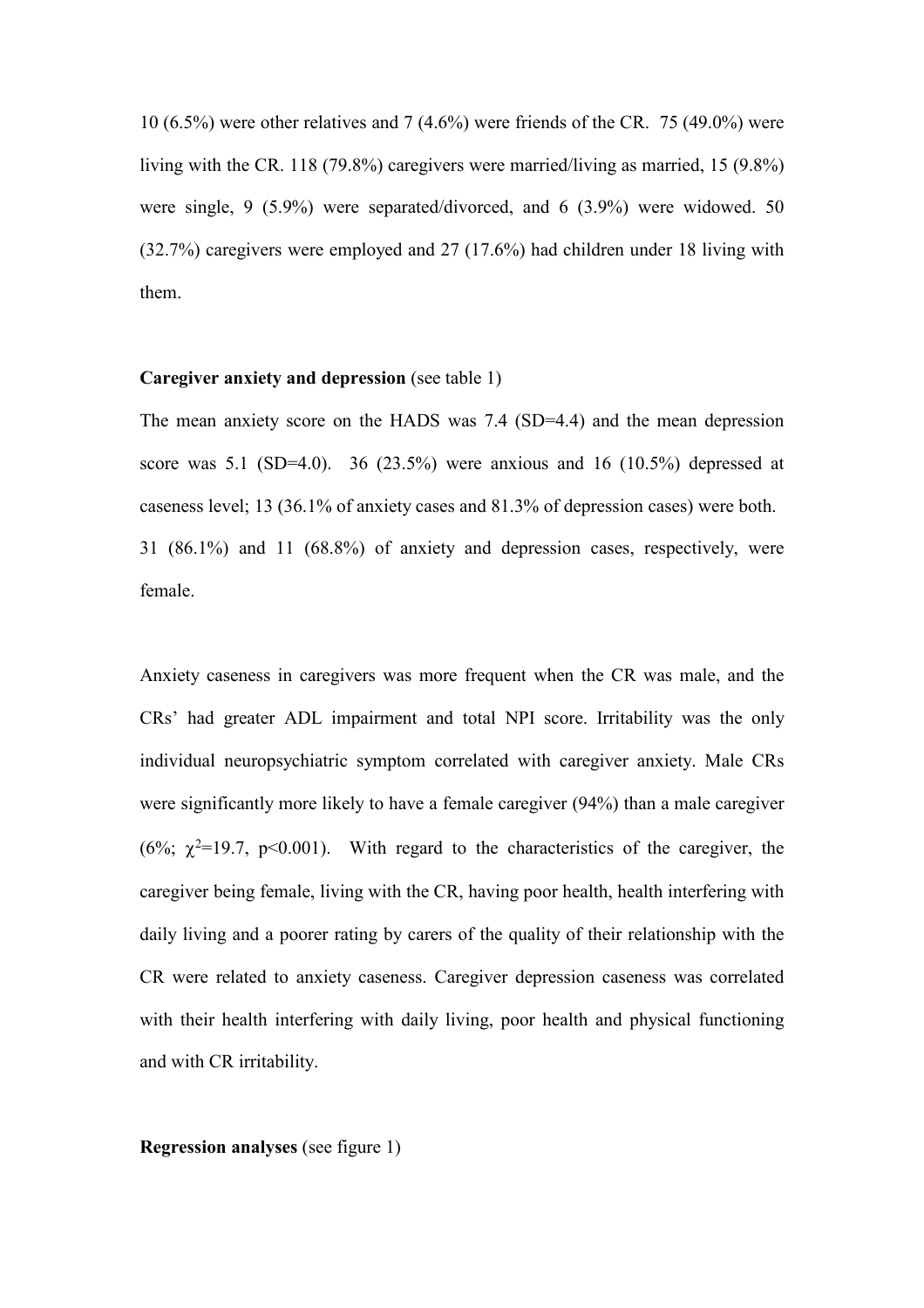10 (6.5%) were other relatives and 7 (4.6%) were friends of the CR. 75 (49.0%) were living with the CR. 118 (79.8%) caregivers were married/living as married, 15 (9.8%) were single, 9 (5.9%) were separated/divorced, and 6 (3.9%) were widowed. 50 (32.7%) caregivers were employed and 27 (17.6%) had children under 18 living with them.

**Caregiver anxiety and depression** (see table 1)

The mean anxiety score on the HADS was 7.4 (SD=4.4) and the mean depression score was 5.1 (SD=4.0). 36 (23.5%) were anxious and 16 (10.5%) depressed at caseness level; 13 (36.1% of anxiety cases and 81.3% of depression cases) were both. 31 (86.1%) and 11 (68.8%) of anxiety and depression cases, respectively, were female.

Anxiety caseness in caregivers was more frequent when the CR was male, and the CRs' had greater ADL impairment and total NPI score. Irritability was the only individual neuropsychiatric symptom correlated with caregiver anxiety. Male CRs were significantly more likely to have a female caregiver (94%) than a male caregiver (6%; $\chi^2$=19.7, $p<0.001$). With regard to the characteristics of the caregiver, the caregiver being female, living with the CR, having poor health, health interfering with daily living and a poorer rating by carers of the quality of their relationship with the CR were related to anxiety caseness. Caregiver depression caseness was correlated with their health interfering with daily living, poor health and physical functioning and with CR irritability.

**Regression analyses** (see figure 1)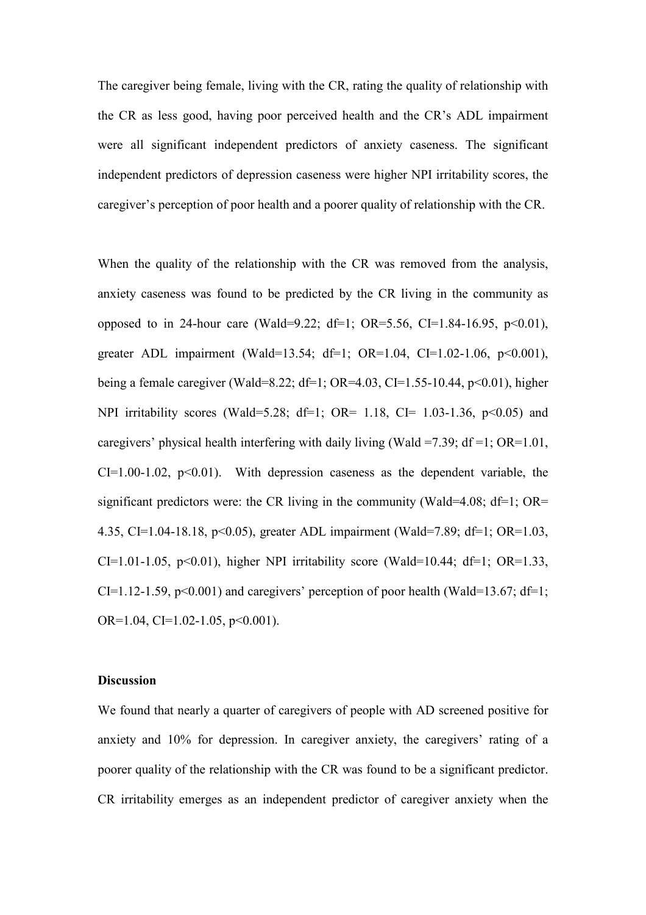The caregiver being female, living with the CR, rating the quality of relationship with the CR as less good, having poor perceived health and the CR's ADL impairment were all significant independent predictors of anxiety caseness. The significant independent predictors of depression caseness were higher NPI irritability scores, the caregiver's perception of poor health and a poorer quality of relationship with the CR.

When the quality of the relationship with the CR was removed from the analysis, anxiety caseness was found to be predicted by the CR living in the community as opposed to in 24-hour care (Wald=9.22; df=1; OR=5.56, CI=1.84-16.95, $p<0.01$), greater ADL impairment (Wald=13.54; df=1; OR=1.04, CI=1.02-1.06, $p<0.001$), being a female caregiver (Wald=8.22; df=1; OR=4.03, CI=1.55-10.44, $p<0.01$), higher NPI irritability scores (Wald=5.28; df=1; OR= 1.18, CI= 1.03-1.36, $p<0.05$) and caregivers' physical health interfering with daily living (Wald =7.39; df =1; OR=1.01, CI=1.00-1.02, $p<0.01$). With depression caseness as the dependent variable, the significant predictors were: the CR living in the community (Wald=4.08; df=1; OR= 4.35, CI=1.04-18.18, $p<0.05$), greater ADL impairment (Wald=7.89; df=1; OR=1.03, CI=1.01-1.05, $p<0.01$), higher NPI irritability score (Wald=10.44; df=1; OR=1.33, CI=1.12-1.59, $p<0.001$) and caregivers' perception of poor health (Wald=13.67; df=1; OR=1.04, CI=1.02-1.05, $p<0.001$).

**Discussion**

We found that nearly a quarter of caregivers of people with AD screened positive for anxiety and 10% for depression. In caregiver anxiety, the caregivers' rating of a poorer quality of the relationship with the CR was found to be a significant predictor. CR irritability emerges as an independent predictor of caregiver anxiety when the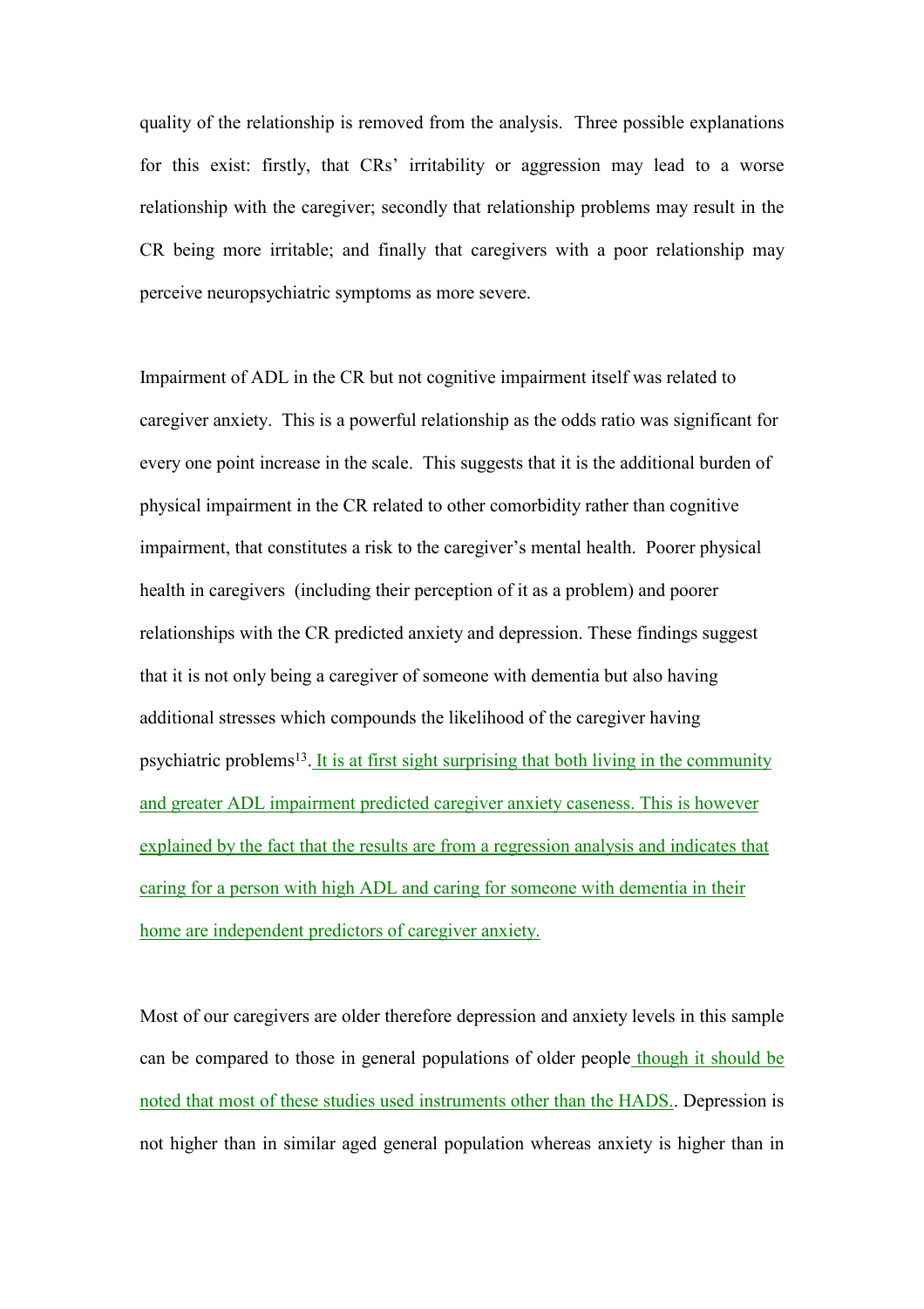quality of the relationship is removed from the analysis. Three possible explanations for this exist: firstly, that CRs' irritability or aggression may lead to a worse relationship with the caregiver; secondly that relationship problems may result in the CR being more irritable; and finally that caregivers with a poor relationship may perceive neuropsychiatric symptoms as more severe.

Impairment of ADL in the CR but not cognitive impairment itself was related to caregiver anxiety. This is a powerful relationship as the odds ratio was significant for every one point increase in the scale. This suggests that it is the additional burden of physical impairment in the CR related to other comorbidity rather than cognitive impairment, that constitutes a risk to the caregiver's mental health. Poorer physical health in caregivers (including their perception of it as a problem) and poorer relationships with the CR predicted anxiety and depression. These findings suggest that it is not only being a caregiver of someone with dementia but also having additional stresses which compounds the likelihood of the caregiver having psychiatric problems[13]. It is at first sight surprising that both living in the community and greater ADL impairment predicted caregiver anxiety caseness. This is however explained by the fact that the results are from a regression analysis and indicates that caring for a person with high ADL and caring for someone with dementia in their home are independent predictors of caregiver anxiety.

Most of our caregivers are older therefore depression and anxiety levels in this sample can be compared to those in general populations of older people though it should be noted that most of these studies used instruments other than the HADS.. Depression is not higher than in similar aged general population whereas anxiety is higher than in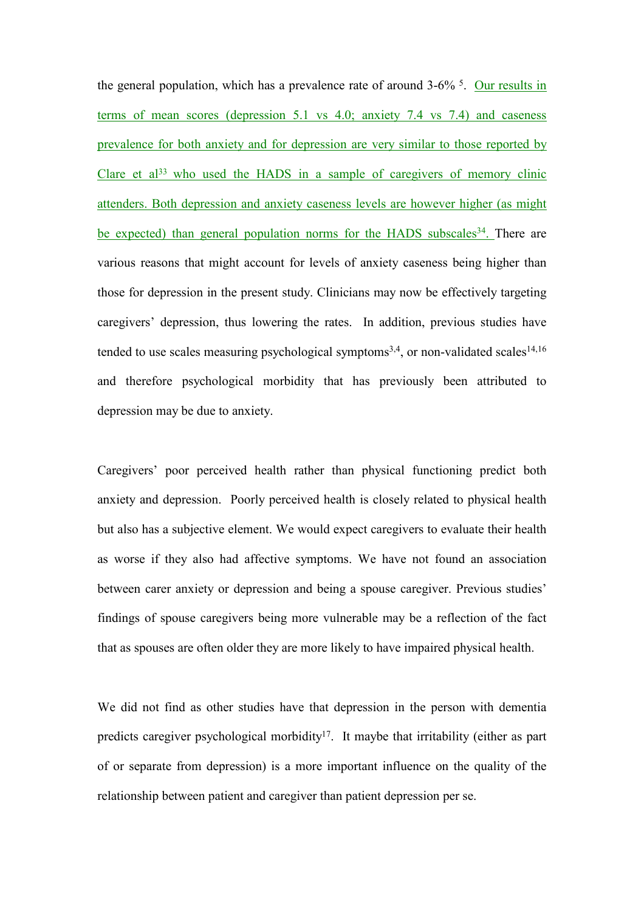the general population, which has a prevalence rate of around 3-6% [5]. Our results in terms of mean scores (depression 5.1 vs 4.0; anxiety 7.4 vs 7.4) and caseness prevalence for both anxiety and for depression are very similar to those reported by Clare et al[33] who used the HADS in a sample of caregivers of memory clinic attenders. Both depression and anxiety caseness levels are however higher (as might be expected) than general population norms for the HADS subscales[34]. There are various reasons that might account for levels of anxiety caseness being higher than those for depression in the present study. Clinicians may now be effectively targeting caregivers' depression, thus lowering the rates. In addition, previous studies have tended to use scales measuring psychological symptoms[3,4], or non-validated scales[14,16] and therefore psychological morbidity that has previously been attributed to depression may be due to anxiety.

Caregivers' poor perceived health rather than physical functioning predict both anxiety and depression. Poorly perceived health is closely related to physical health but also has a subjective element. We would expect caregivers to evaluate their health as worse if they also had affective symptoms. We have not found an association between carer anxiety or depression and being a spouse caregiver. Previous studies' findings of spouse caregivers being more vulnerable may be a reflection of the fact that as spouses are often older they are more likely to have impaired physical health.

We did not find as other studies have that depression in the person with dementia predicts caregiver psychological morbidity[17]. It maybe that irritability (either as part of or separate from depression) is a more important influence on the quality of the relationship between patient and caregiver than patient depression per se.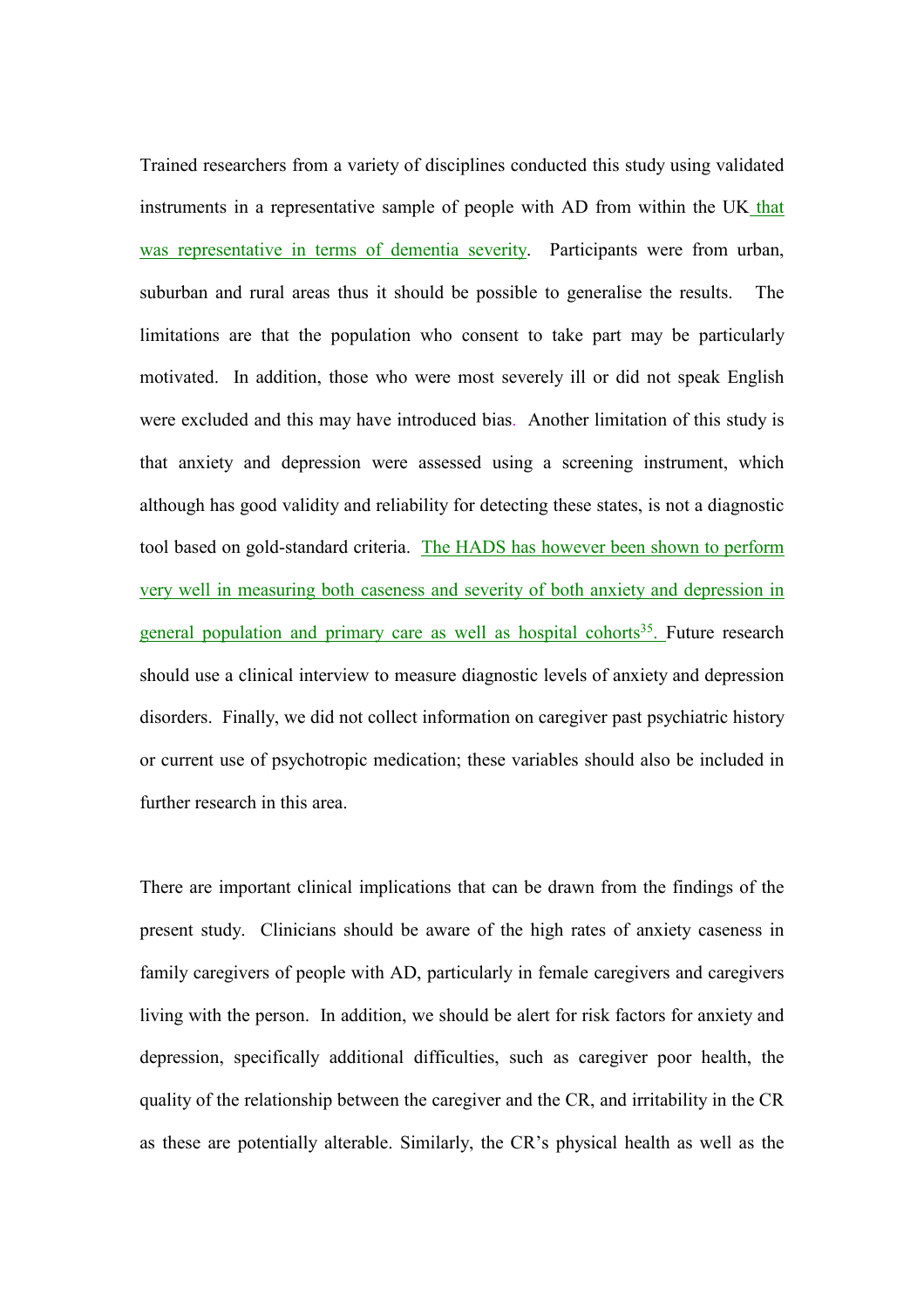Trained researchers from a variety of disciplines conducted this study using validated instruments in a representative sample of people with AD from within the UK that was representative in terms of dementia severity. Participants were from urban, suburban and rural areas thus it should be possible to generalise the results. The limitations are that the population who consent to take part may be particularly motivated. In addition, those who were most severely ill or did not speak English were excluded and this may have introduced bias. Another limitation of this study is that anxiety and depression were assessed using a screening instrument, which although has good validity and reliability for detecting these states, is not a diagnostic tool based on gold-standard criteria. The HADS has however been shown to perform very well in measuring both caseness and severity of both anxiety and depression in general population and primary care as well as hospital cohorts[35]. Future research should use a clinical interview to measure diagnostic levels of anxiety and depression disorders. Finally, we did not collect information on caregiver past psychiatric history or current use of psychotropic medication; these variables should also be included in further research in this area.

There are important clinical implications that can be drawn from the findings of the present study. Clinicians should be aware of the high rates of anxiety caseness in family caregivers of people with AD, particularly in female caregivers and caregivers living with the person. In addition, we should be alert for risk factors for anxiety and depression, specifically additional difficulties, such as caregiver poor health, the quality of the relationship between the caregiver and the CR, and irritability in the CR as these are potentially alterable. Similarly, the CR's physical health as well as the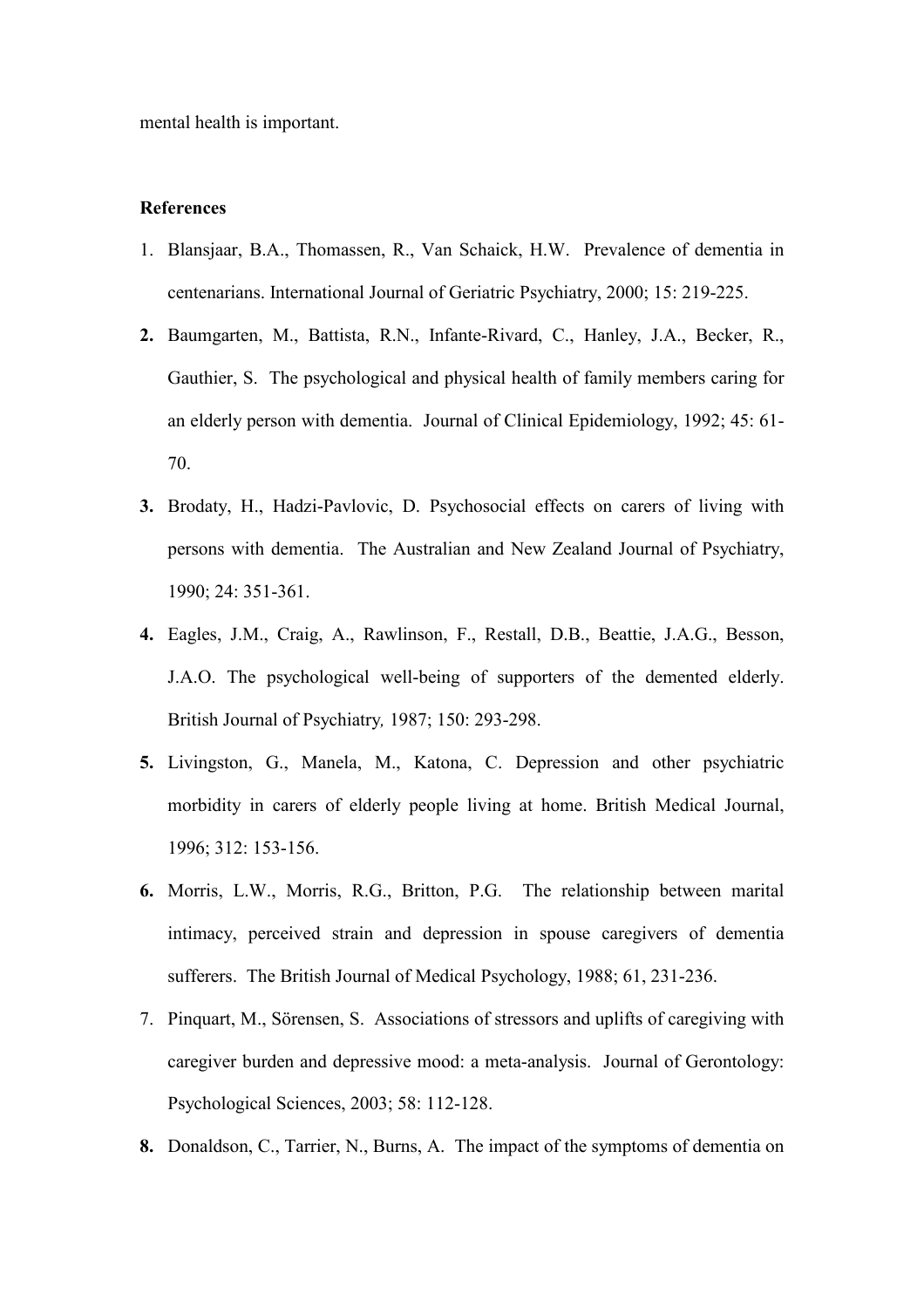mental health is important.

**References**

1. Blansjaar, B.A., Thomassen, R., Van Schaick, H.W. Prevalence of dementia in centenarians. International Journal of Geriatric Psychiatry, 2000; 15: 219-225.
2. Baumgarten, M., Battista, R.N., Infante-Rivard, C., Hanley, J.A., Becker, R., Gauthier, S. The psychological and physical health of family members caring for an elderly person with dementia. Journal of Clinical Epidemiology, 1992; 45: 61-70.
3. Brodaty, H., Hadzi-Pavlovic, D. Psychosocial effects on carers of living with persons with dementia. The Australian and New Zealand Journal of Psychiatry, 1990; 24: 351-361.
4. Eagles, J.M., Craig, A., Rawlinson, F., Restall, D.B., Beattie, J.A.G., Besson, J.A.O. The psychological well-being of supporters of the demented elderly. British Journal of Psychiatry, 1987; 150: 293-298.
5. Livingston, G., Manela, M., Katona, C. Depression and other psychiatric morbidity in carers of elderly people living at home. British Medical Journal, 1996; 312: 153-156.
6. Morris, L.W., Morris, R.G., Britton, P.G. The relationship between marital intimacy, perceived strain and depression in spouse caregivers of dementia sufferers. The British Journal of Medical Psychology, 1988; 61, 231-236.
7. Pinquart, M., Sörensen, S. Associations of stressors and uplifts of caregiving with caregiver burden and depressive mood: a meta-analysis. Journal of Gerontology: Psychological Sciences, 2003; 58: 112-128.
8. Donaldson, C., Tarrier, N., Burns, A. The impact of the symptoms of dementia on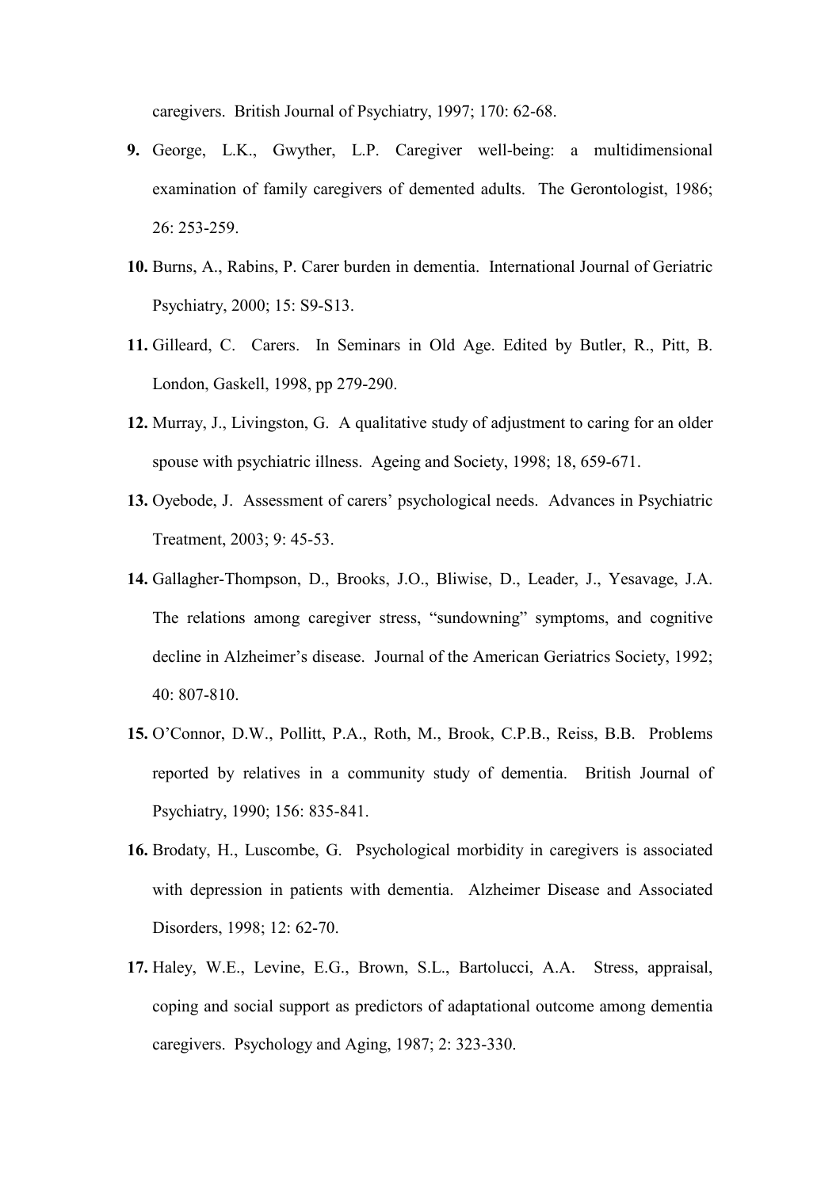caregivers. British Journal of Psychiatry, 1997; 170: 62-68.

9. George, L.K., Gwyther, L.P. Caregiver well-being: a multidimensional examination of family caregivers of demented adults. The Gerontologist, 1986; 26: 253-259.

10. Burns, A., Rabins, P. Carer burden in dementia. International Journal of Geriatric Psychiatry, 2000; 15: S9-S13.

11. Gilleard, C. Carers. In Seminars in Old Age. Edited by Butler, R., Pitt, B. London, Gaskell, 1998, pp 279-290.

12. Murray, J., Livingston, G. A qualitative study of adjustment to caring for an older spouse with psychiatric illness. Ageing and Society, 1998; 18, 659-671.

13. Oyebode, J. Assessment of carers' psychological needs. Advances in Psychiatric Treatment, 2003; 9: 45-53.

14. Gallagher-Thompson, D., Brooks, J.O., Bliwise, D., Leader, J., Yesavage, J.A. The relations among caregiver stress, "sundowning" symptoms, and cognitive decline in Alzheimer's disease. Journal of the American Geriatrics Society, 1992; 40: 807-810.

15. O'Connor, D.W., Pollitt, P.A., Roth, M., Brook, C.P.B., Reiss, B.B. Problems reported by relatives in a community study of dementia. British Journal of Psychiatry, 1990; 156: 835-841.

16. Brodaty, H., Luscombe, G. Psychological morbidity in caregivers is associated with depression in patients with dementia. Alzheimer Disease and Associated Disorders, 1998; 12: 62-70.

17. Haley, W.E., Levine, E.G., Brown, S.L., Bartolucci, A.A. Stress, appraisal, coping and social support as predictors of adaptational outcome among dementia caregivers. Psychology and Aging, 1987; 2: 323-330.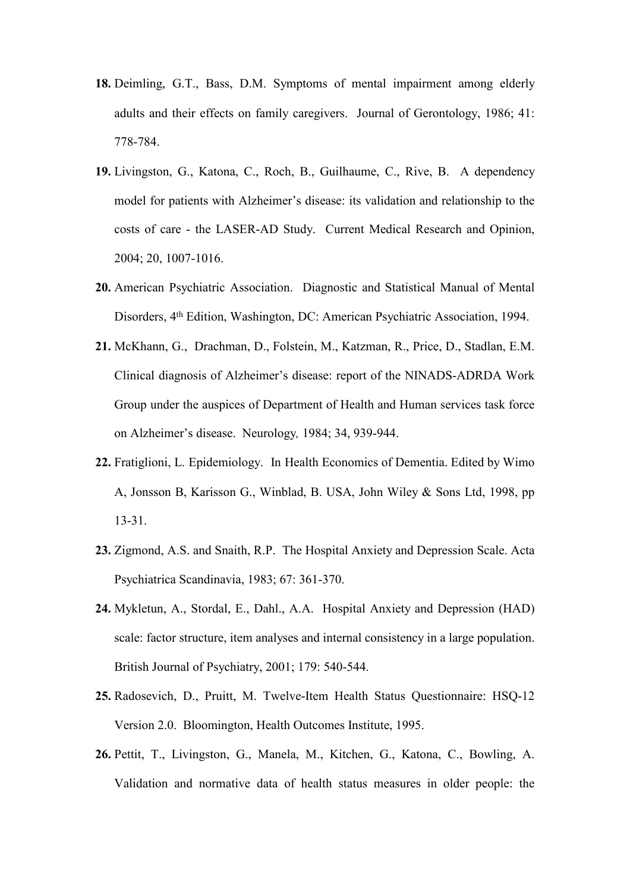18. Deimling, G.T., Bass, D.M. Symptoms of mental impairment among elderly adults and their effects on family caregivers. Journal of Gerontology, 1986; 41: 778-784.

19. Livingston, G., Katona, C., Roch, B., Guilhaume, C., Rive, B. A dependency model for patients with Alzheimer's disease: its validation and relationship to the costs of care - the LASER-AD Study. Current Medical Research and Opinion, 2004; 20, 1007-1016.

20. American Psychiatric Association. Diagnostic and Statistical Manual of Mental Disorders, 4th Edition, Washington, DC: American Psychiatric Association, 1994.

21. McKhann, G., Drachman, D., Folstein, M., Katzman, R., Price, D., Stadlan, E.M. Clinical diagnosis of Alzheimer's disease: report of the NINADS-ADRDA Work Group under the auspices of Department of Health and Human services task force on Alzheimer's disease. Neurology, 1984; 34, 939-944.

22. Fratiglioni, L. Epidemiology. In Health Economics of Dementia. Edited by Wimo A, Jonsson B, Karisson G., Winblad, B. USA, John Wiley & Sons Ltd, 1998, pp 13-31.

23. Zigmond, A.S. and Snaith, R.P. The Hospital Anxiety and Depression Scale. Acta Psychiatrica Scandinavia, 1983; 67: 361-370.

24. Mykletun, A., Stordal, E., Dahl., A.A. Hospital Anxiety and Depression (HAD) scale: factor structure, item analyses and internal consistency in a large population. British Journal of Psychiatry, 2001; 179: 540-544.

25. Radosevich, D., Pruitt, M. Twelve-Item Health Status Questionnaire: HSQ-12 Version 2.0. Bloomington, Health Outcomes Institute, 1995.

26. Pettit, T., Livingston, G., Manela, M., Kitchen, G., Katona, C., Bowling, A. Validation and normative data of health status measures in older people: the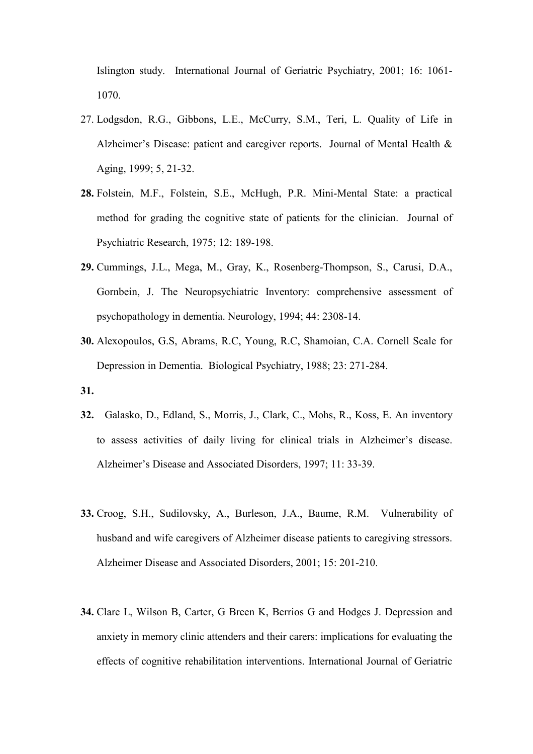Islington study. International Journal of Geriatric Psychiatry, 2001; 16: 1061-1070.

27. Lodgsdon, R.G., Gibbons, L.E., McCurry, S.M., Teri, L. Quality of Life in Alzheimer's Disease: patient and caregiver reports. Journal of Mental Health & Aging, 1999; 5, 21-32.

**28.** Folstein, M.F., Folstein, S.E., McHugh, P.R. Mini-Mental State: a practical method for grading the cognitive state of patients for the clinician. Journal of Psychiatric Research, 1975; 12: 189-198.

**29.** Cummings, J.L., Mega, M., Gray, K., Rosenberg-Thompson, S., Carusi, D.A., Gornbein, J. The Neuropsychiatric Inventory: comprehensive assessment of psychopathology in dementia. Neurology, 1994; 44: 2308-14.

**30.** Alexopoulos, G.S, Abrams, R.C, Young, R.C, Shamoian, C.A. Cornell Scale for Depression in Dementia. Biological Psychiatry, 1988; 23: 271-284.

**31.**

**32.** Galasko, D., Edland, S., Morris, J., Clark, C., Mohs, R., Koss, E. An inventory to assess activities of daily living for clinical trials in Alzheimer's disease. Alzheimer's Disease and Associated Disorders, 1997; 11: 33-39.

**33.** Croog, S.H., Sudilovsky, A., Burleson, J.A., Baume, R.M. Vulnerability of husband and wife caregivers of Alzheimer disease patients to caregiving stressors. Alzheimer Disease and Associated Disorders, 2001; 15: 201-210.

**34.** Clare L, Wilson B, Carter, G Breen K, Berrios G and Hodges J. Depression and anxiety in memory clinic attenders and their carers: implications for evaluating the effects of cognitive rehabilitation interventions. International Journal of Geriatric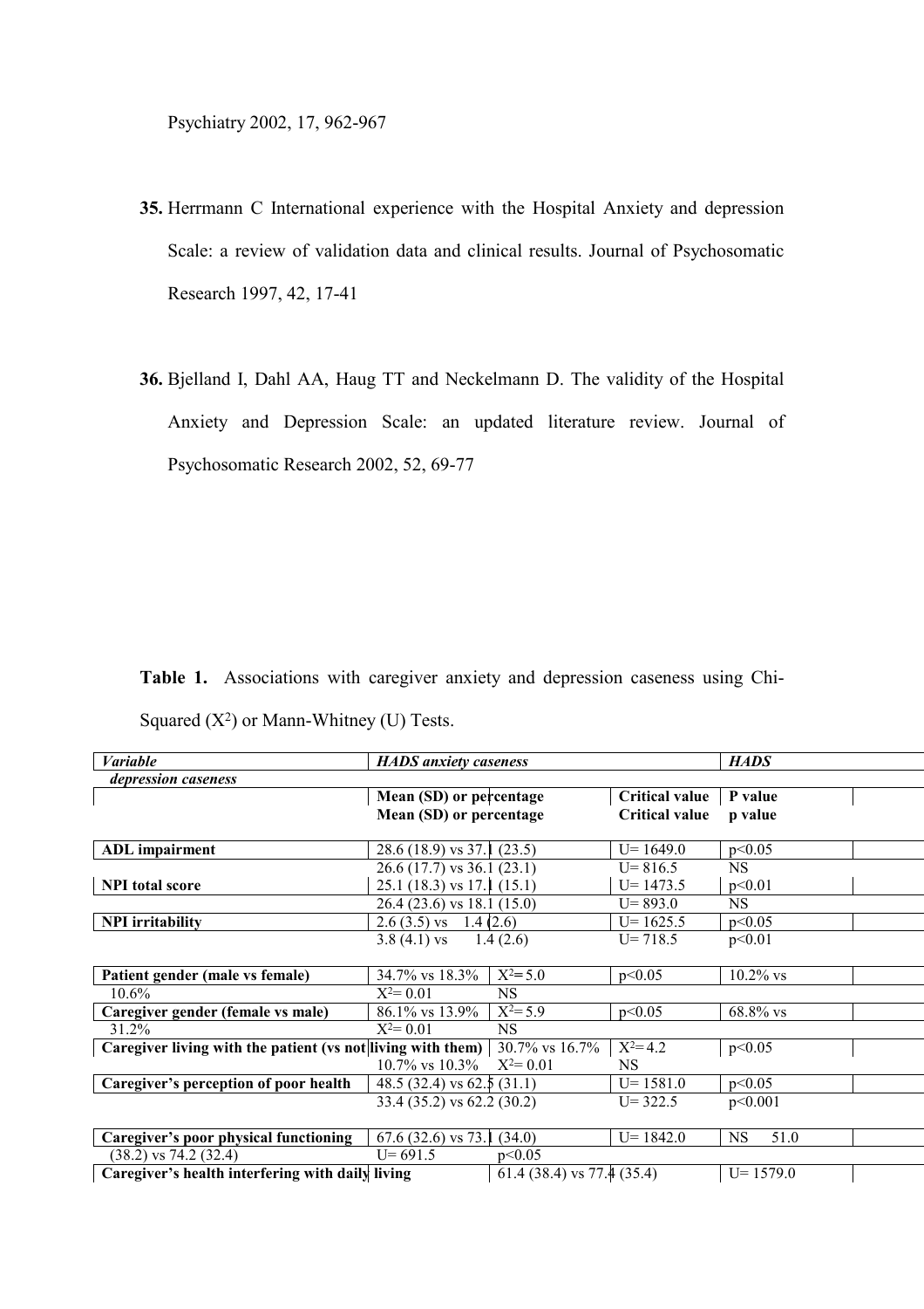Psychiatry 2002, 17, 962-967

35. Herrmann C International experience with the Hospital Anxiety and depression Scale: a review of validation data and clinical results. Journal of Psychosomatic Research 1997, 42, 17-41

36. Bjelland I, Dahl AA, Haug TT and Neckelmann D. The validity of the Hospital Anxiety and Depression Scale: an updated literature review. Journal of Psychosomatic Research 2002, 52, 69-77

**Table 1.** Associations with caregiver anxiety and depression caseness using Chi-Squared ($X^2$) or Mann-Whitney (U) Tests.

| *Variable* | *HADS anxiety caseness* | | | *HADS depression caseness* | | |
|---|---|---|---|---|---|---|
| | **Mean (SD) or percentage** | **Critical value** | **P value** | **Mean (SD) or percentage** | **Critical value** | **p value** |
| **ADL impairment** | 28.6 (18.9) vs 37.1 (23.5) | U= 1649.0 | $p<0.05$ | 26.6 (17.7) vs 36.1 (23.1) | U= 816.5 | NS |
| **NPI total score** | 25.1 (18.3) vs 17.1 (15.1) | U= 1473.5 | $p<0.01$ | 26.4 (23.6) vs 18.1 (15.0) | U= 893.0 | NS |
| **NPI irritability** | 2.6 (3.5) vs 1.4 (2.6) | U= 1625.5 | $p<0.05$ | 3.8 (4.1) vs 1.4 (2.6) | U= 718.5 | $p<0.01$ |
| **Patient gender (male vs female)** | 34.7% vs 18.3% | $X^2$= 5.0 | $p<0.05$ | 10.2% vs 10.6% | $X^2$= 0.01 | NS |
| **Caregiver gender (female vs male)** | 86.1% vs 13.9% | $X^2$= 5.9 | $p<0.05$ | 68.8% vs 31.2% | $X^2$= 0.01 | NS |
| **Caregiver living with the patient (vs not living with them)** | 30.7% vs 16.7% | $X^2$= 4.2 | $p<0.05$ | 10.7% vs 10.3% | $X^2$= 0.01 | NS |
| **Caregiver's perception of poor health** | 48.5 (32.4) vs 62.5 (31.1) | U= 1581.0 | $p<0.05$ | 33.4 (35.2) vs 62.2 (30.2) | U= 322.5 | $p<0.001$ |
| **Caregiver's poor physical functioning** | 67.6 (32.6) vs 73.1 (34.0) | U= 1842.0 | NS | 51.0 (38.2) vs 74.2 (32.4) | U= 691.5 | $p<0.05$ |
| **Caregiver's health interfering with daily living** | 61.4 (38.4) vs 77.4 (35.4) | U= 1579.0 | | | | |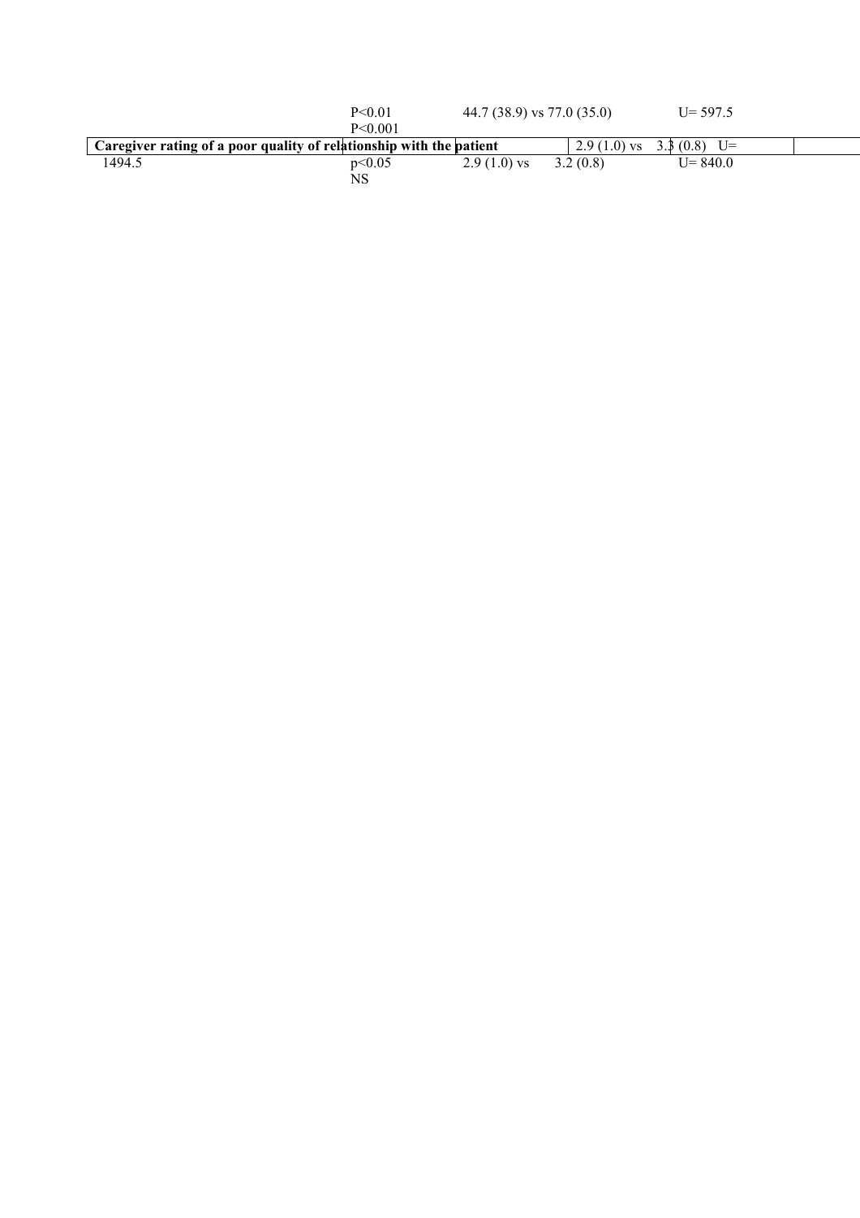| | | | |
|---|---|---|---|
| | P<0.01 | 44.7 (38.9) vs 77.0 (35.0) | U= 597.5 |
| | P<0.001 | | |
| **Caregiver rating of a poor quality of relationship with the patient** | | 2.9 (1.0) vs 3.3 (0.8) | U= |
| 1494.5 | p<0.05 | 2.9 (1.0) vs 3.2 (0.8) | U= 840.0 |
| | NS | | |